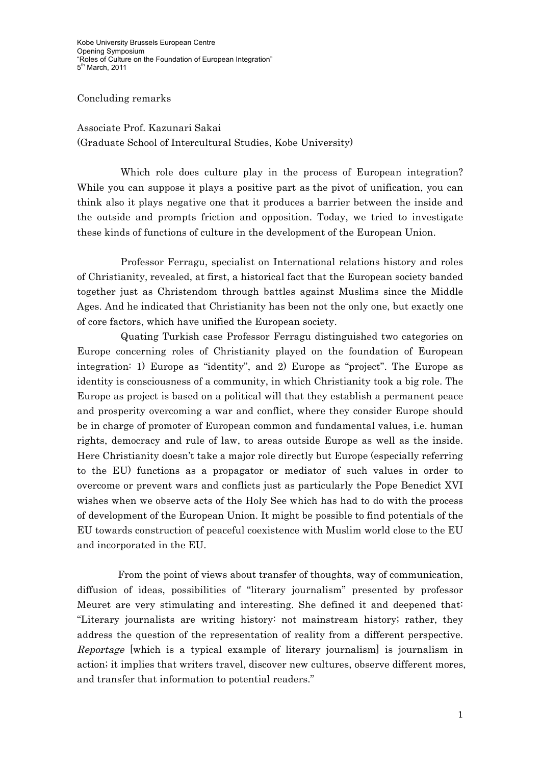Kobe University Brussels European Centre
Opening Symposium
"Roles of Culture on the Foundation of European Integration"
5th March, 2011

Concluding remarks

Associate Prof. Kazunari Sakai
(Graduate School of Intercultural Studies, Kobe University)

Which role does culture play in the process of European integration? While you can suppose it plays a positive part as the pivot of unification, you can think also it plays negative one that it produces a barrier between the inside and the outside and prompts friction and opposition. Today, we tried to investigate these kinds of functions of culture in the development of the European Union.

Professor Ferragu, specialist on International relations history and roles of Christianity, revealed, at first, a historical fact that the European society banded together just as Christendom through battles against Muslims since the Middle Ages. And he indicated that Christianity has been not the only one, but exactly one of core factors, which have unified the European society.

Quating Turkish case Professor Ferragu distinguished two categories on Europe concerning roles of Christianity played on the foundation of European integration: 1) Europe as "identity", and 2) Europe as "project". The Europe as identity is consciousness of a community, in which Christianity took a big role. The Europe as project is based on a political will that they establish a permanent peace and prosperity overcoming a war and conflict, where they consider Europe should be in charge of promoter of European common and fundamental values, i.e. human rights, democracy and rule of law, to areas outside Europe as well as the inside. Here Christianity doesn't take a major role directly but Europe (especially referring to the EU) functions as a propagator or mediator of such values in order to overcome or prevent wars and conflicts just as particularly the Pope Benedict XVI wishes when we observe acts of the Holy See which has had to do with the process of development of the European Union. It might be possible to find potentials of the EU towards construction of peaceful coexistence with Muslim world close to the EU and incorporated in the EU.

From the point of views about transfer of thoughts, way of communication, diffusion of ideas, possibilities of "literary journalism" presented by professor Meuret are very stimulating and interesting. She defined it and deepened that: "Literary journalists are writing history: not mainstream history; rather, they address the question of the representation of reality from a different perspective. *Reportage* [which is a typical example of literary journalism] is journalism in action; it implies that writers travel, discover new cultures, observe different mores, and transfer that information to potential readers."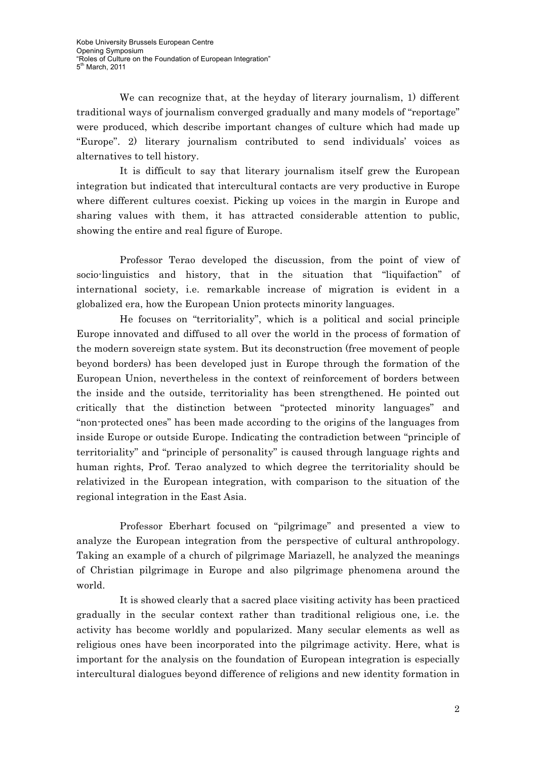We can recognize that, at the heyday of literary journalism, 1) different traditional ways of journalism converged gradually and many models of "reportage" were produced, which describe important changes of culture which had made up "Europe". 2) literary journalism contributed to send individuals' voices as alternatives to tell history.

It is difficult to say that literary journalism itself grew the European integration but indicated that intercultural contacts are very productive in Europe where different cultures coexist. Picking up voices in the margin in Europe and sharing values with them, it has attracted considerable attention to public, showing the entire and real figure of Europe.

Professor Terao developed the discussion, from the point of view of socio-linguistics and history, that in the situation that "liquifaction" of international society, i.e. remarkable increase of migration is evident in a globalized era, how the European Union protects minority languages.

He focuses on "territoriality", which is a political and social principle Europe innovated and diffused to all over the world in the process of formation of the modern sovereign state system. But its deconstruction (free movement of people beyond borders) has been developed just in Europe through the formation of the European Union, nevertheless in the context of reinforcement of borders between the inside and the outside, territoriality has been strengthened. He pointed out critically that the distinction between "protected minority languages" and "non-protected ones" has been made according to the origins of the languages from inside Europe or outside Europe. Indicating the contradiction between "principle of territoriality" and "principle of personality" is caused through language rights and human rights, Prof. Terao analyzed to which degree the territoriality should be relativized in the European integration, with comparison to the situation of the regional integration in the East Asia.

Professor Eberhart focused on "pilgrimage" and presented a view to analyze the European integration from the perspective of cultural anthropology. Taking an example of a church of pilgrimage Mariazell, he analyzed the meanings of Christian pilgrimage in Europe and also pilgrimage phenomena around the world.

It is showed clearly that a sacred place visiting activity has been practiced gradually in the secular context rather than traditional religious one, i.e. the activity has become worldly and popularized. Many secular elements as well as religious ones have been incorporated into the pilgrimage activity. Here, what is important for the analysis on the foundation of European integration is especially intercultural dialogues beyond difference of religions and new identity formation in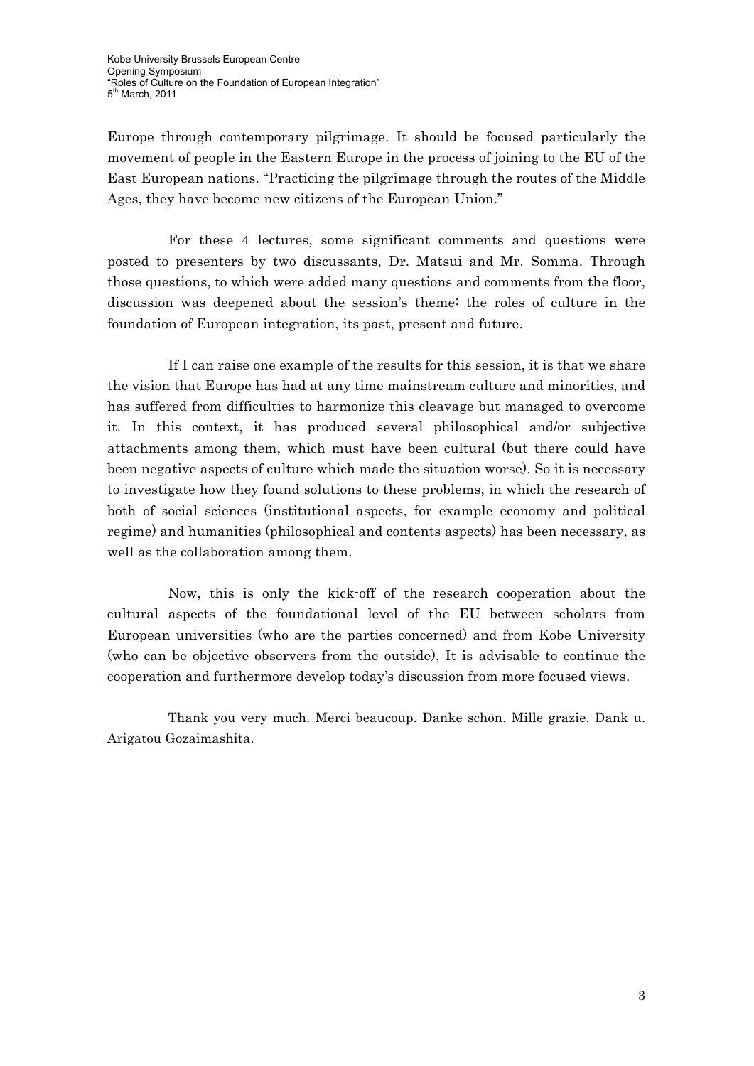Europe through contemporary pilgrimage. It should be focused particularly the movement of people in the Eastern Europe in the process of joining to the EU of the East European nations. "Practicing the pilgrimage through the routes of the Middle Ages, they have become new citizens of the European Union."

For these 4 lectures, some significant comments and questions were posted to presenters by two discussants, Dr. Matsui and Mr. Somma. Through those questions, to which were added many questions and comments from the floor, discussion was deepened about the session's theme: the roles of culture in the foundation of European integration, its past, present and future.

If I can raise one example of the results for this session, it is that we share the vision that Europe has had at any time mainstream culture and minorities, and has suffered from difficulties to harmonize this cleavage but managed to overcome it. In this context, it has produced several philosophical and/or subjective attachments among them, which must have been cultural (but there could have been negative aspects of culture which made the situation worse). So it is necessary to investigate how they found solutions to these problems, in which the research of both of social sciences (institutional aspects, for example economy and political regime) and humanities (philosophical and contents aspects) has been necessary, as well as the collaboration among them.

Now, this is only the kick-off of the research cooperation about the cultural aspects of the foundational level of the EU between scholars from European universities (who are the parties concerned) and from Kobe University (who can be objective observers from the outside), It is advisable to continue the cooperation and furthermore develop today's discussion from more focused views.

Thank you very much. Merci beaucoup. Danke schön. Mille grazie. Dank u. Arigatou Gozaimashita.